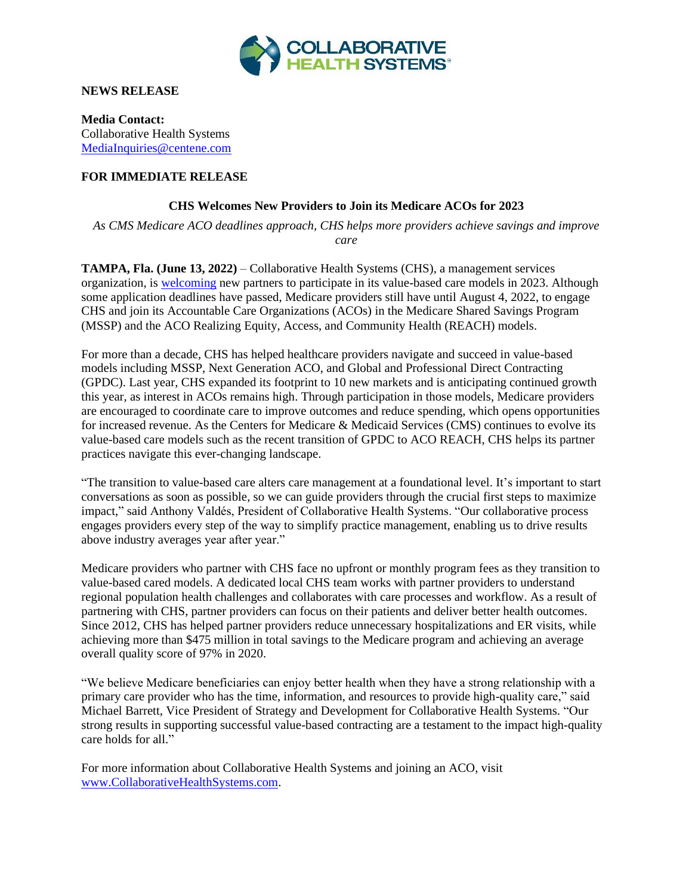**NEWS RELEASE**

**Media Contact:**
Collaborative Health Systems
MediaInquiries@centene.com

**FOR IMMEDIATE RELEASE**

## CHS Welcomes New Providers to Join its Medicare ACOs for 2023

*As CMS Medicare ACO deadlines approach, CHS helps more providers achieve savings and improve care*

**TAMPA, Fla. (June 13, 2022)** – Collaborative Health Systems (CHS), a management services organization, is welcoming new partners to participate in its value-based care models in 2023. Although some application deadlines have passed, Medicare providers still have until August 4, 2022, to engage CHS and join its Accountable Care Organizations (ACOs) in the Medicare Shared Savings Program (MSSP) and the ACO Realizing Equity, Access, and Community Health (REACH) models.

For more than a decade, CHS has helped healthcare providers navigate and succeed in value-based models including MSSP, Next Generation ACO, and Global and Professional Direct Contracting (GPDC). Last year, CHS expanded its footprint to 10 new markets and is anticipating continued growth this year, as interest in ACOs remains high. Through participation in those models, Medicare providers are encouraged to coordinate care to improve outcomes and reduce spending, which opens opportunities for increased revenue. As the Centers for Medicare & Medicaid Services (CMS) continues to evolve its value-based care models such as the recent transition of GPDC to ACO REACH, CHS helps its partner practices navigate this ever-changing landscape.

"The transition to value-based care alters care management at a foundational level. It's important to start conversations as soon as possible, so we can guide providers through the crucial first steps to maximize impact," said Anthony Valdés, President of Collaborative Health Systems. "Our collaborative process engages providers every step of the way to simplify practice management, enabling us to drive results above industry averages year after year."

Medicare providers who partner with CHS face no upfront or monthly program fees as they transition to value-based cared models. A dedicated local CHS team works with partner providers to understand regional population health challenges and collaborates with care processes and workflow. As a result of partnering with CHS, partner providers can focus on their patients and deliver better health outcomes. Since 2012, CHS has helped partner providers reduce unnecessary hospitalizations and ER visits, while achieving more than $475 million in total savings to the Medicare program and achieving an average overall quality score of 97% in 2020.

"We believe Medicare beneficiaries can enjoy better health when they have a strong relationship with a primary care provider who has the time, information, and resources to provide high-quality care," said Michael Barrett, Vice President of Strategy and Development for Collaborative Health Systems. "Our strong results in supporting successful value-based contracting are a testament to the impact high-quality care holds for all."

For more information about Collaborative Health Systems and joining an ACO, visit www.CollaborativeHealthSystems.com.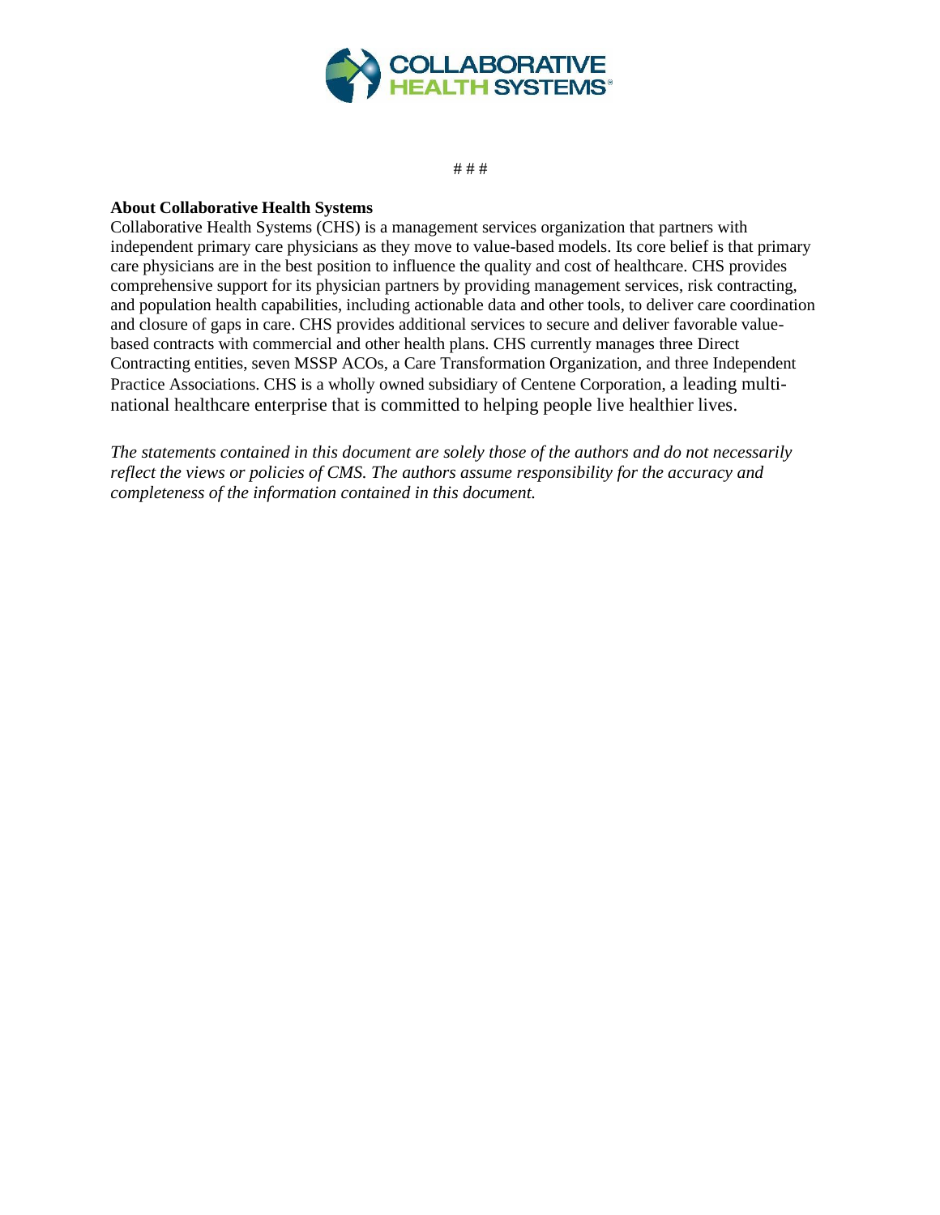# # #

**About Collaborative Health Systems**

Collaborative Health Systems (CHS) is a management services organization that partners with independent primary care physicians as they move to value-based models. Its core belief is that primary care physicians are in the best position to influence the quality and cost of healthcare. CHS provides comprehensive support for its physician partners by providing management services, risk contracting, and population health capabilities, including actionable data and other tools, to deliver care coordination and closure of gaps in care. CHS provides additional services to secure and deliver favorable value-based contracts with commercial and other health plans. CHS currently manages three Direct Contracting entities, seven MSSP ACOs, a Care Transformation Organization, and three Independent Practice Associations. CHS is a wholly owned subsidiary of Centene Corporation, a leading multi-national healthcare enterprise that is committed to helping people live healthier lives.

*The statements contained in this document are solely those of the authors and do not necessarily reflect the views or policies of CMS. The authors assume responsibility for the accuracy and completeness of the information contained in this document.*